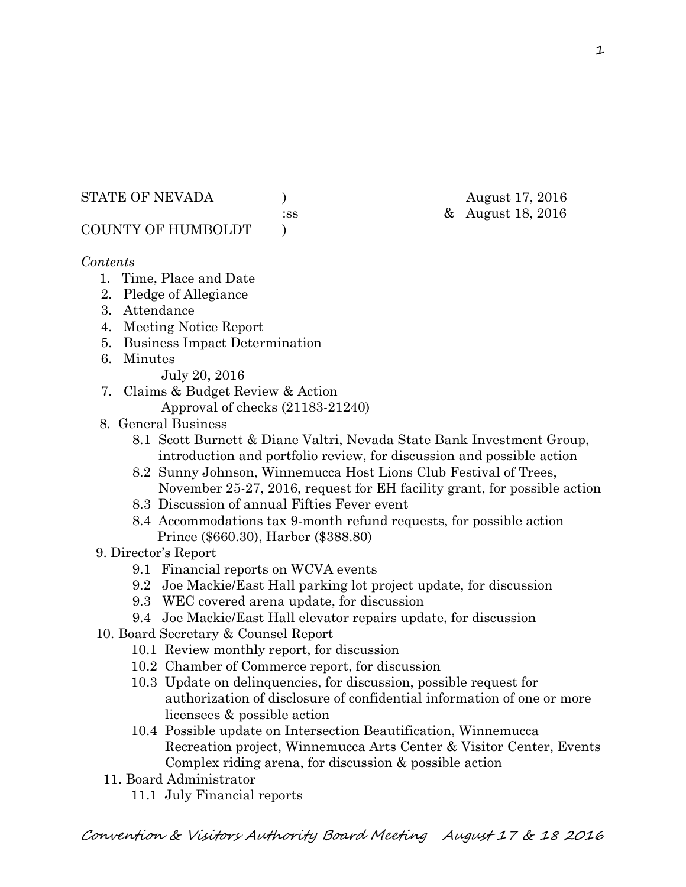STATE OF NEVADA )  August 17, 2016
:ss  & August 18, 2016
COUNTY OF HUMBOLDT )

*Contents*

1. Time, Place and Date
2. Pledge of Allegiance
3. Attendance
4. Meeting Notice Report
5. Business Impact Determination
6. Minutes
   July 20, 2016
7. Claims & Budget Review & Action
   Approval of checks (21183-21240)
8. General Business
   - 8.1 Scott Burnett & Diane Valtri, Nevada State Bank Investment Group, introduction and portfolio review, for discussion and possible action
   - 8.2 Sunny Johnson, Winnemucca Host Lions Club Festival of Trees, November 25-27, 2016, request for EH facility grant, for possible action
   - 8.3 Discussion of annual Fifties Fever event
   - 8.4 Accommodations tax 9-month refund requests, for possible action Prince ($660.30), Harber ($388.80)
9. Director's Report
   - 9.1 Financial reports on WCVA events
   - 9.2 Joe Mackie/East Hall parking lot project update, for discussion
   - 9.3 WEC covered arena update, for discussion
   - 9.4 Joe Mackie/East Hall elevator repairs update, for discussion
10. Board Secretary & Counsel Report
    - 10.1 Review monthly report, for discussion
    - 10.2 Chamber of Commerce report, for discussion
    - 10.3 Update on delinquencies, for discussion, possible request for authorization of disclosure of confidential information of one or more licensees & possible action
    - 10.4 Possible update on Intersection Beautification, Winnemucca Recreation project, Winnemucca Arts Center & Visitor Center, Events Complex riding arena, for discussion & possible action
11. Board Administrator
    - 11.1 July Financial reports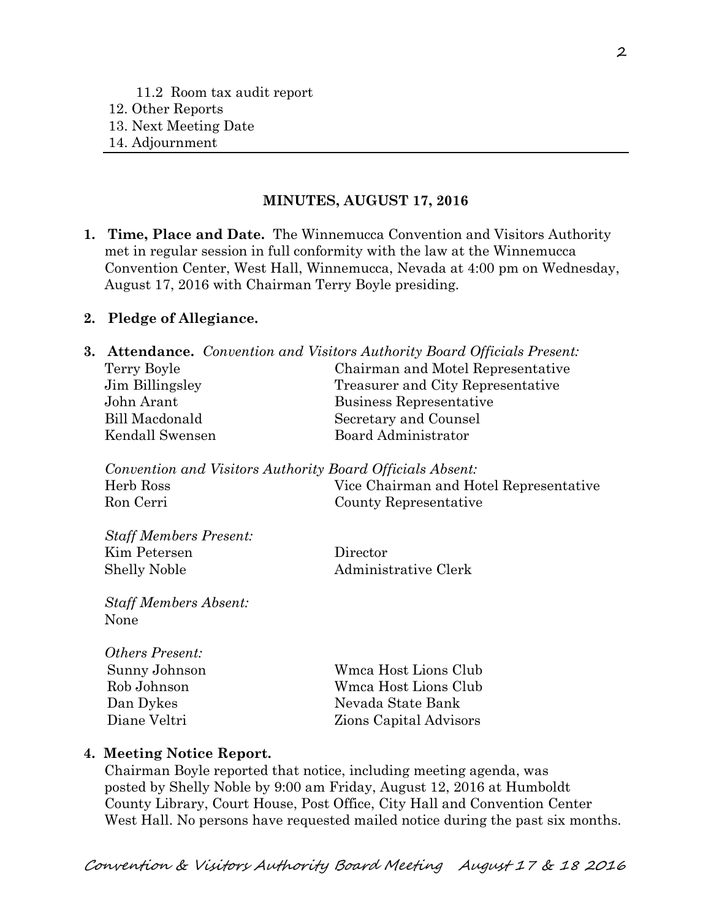11.2 Room tax audit report
12. Other Reports
13. Next Meeting Date
14. Adjournment

---

## MINUTES, AUGUST 17, 2016

1. **Time, Place and Date.** The Winnemucca Convention and Visitors Authority met in regular session in full conformity with the law at the Winnemucca Convention Center, West Hall, Winnemucca, Nevada at 4:00 pm on Wednesday, August 17, 2016 with Chairman Terry Boyle presiding.

2. **Pledge of Allegiance.**

3. **Attendance.** *Convention and Visitors Authority Board Officials Present:*

| | |
|---|---|
| Terry Boyle | Chairman and Motel Representative |
| Jim Billingsley | Treasurer and City Representative |
| John Arant | Business Representative |
| Bill Macdonald | Secretary and Counsel |
| Kendall Swensen | Board Administrator |

*Convention and Visitors Authority Board Officials Absent:*

| | |
|---|---|
| Herb Ross | Vice Chairman and Hotel Representative |
| Ron Cerri | County Representative |

*Staff Members Present:*

| | |
|---|---|
| Kim Petersen | Director |
| Shelly Noble | Administrative Clerk |

*Staff Members Absent:*
None

*Others Present:*

| | |
|---|---|
| Sunny Johnson | Wmca Host Lions Club |
| Rob Johnson | Wmca Host Lions Club |
| Dan Dykes | Nevada State Bank |
| Diane Veltri | Zions Capital Advisors |

4. **Meeting Notice Report.**
Chairman Boyle reported that notice, including meeting agenda, was posted by Shelly Noble by 9:00 am Friday, August 12, 2016 at Humboldt County Library, Court House, Post Office, City Hall and Convention Center West Hall. No persons have requested mailed notice during the past six months.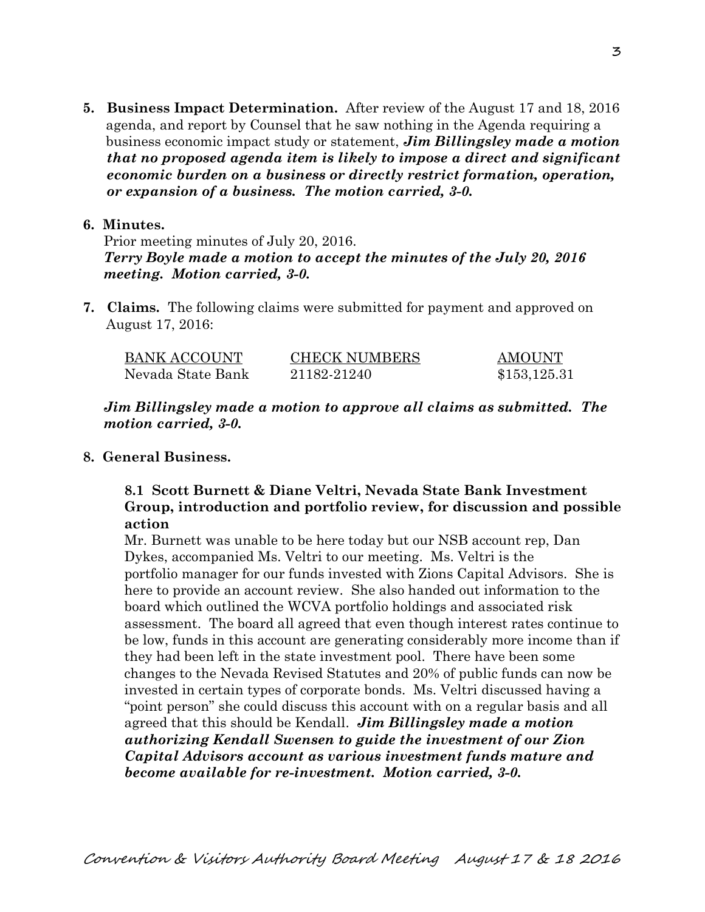5. **Business Impact Determination.** After review of the August 17 and 18, 2016 agenda, and report by Counsel that he saw nothing in the Agenda requiring a business economic impact study or statement, ***Jim Billingsley made a motion that no proposed agenda item is likely to impose a direct and significant economic burden on a business or directly restrict formation, operation, or expansion of a business. The motion carried, 3-0.***

6. **Minutes.**
   Prior meeting minutes of July 20, 2016.
   ***Terry Boyle made a motion to accept the minutes of the July 20, 2016 meeting. Motion carried, 3-0.***

7. **Claims.** The following claims were submitted for payment and approved on August 17, 2016:

| BANK ACCOUNT | CHECK NUMBERS | AMOUNT |
|---|---|---|
| Nevada State Bank | 21182-21240 | $153,125.31 |

***Jim Billingsley made a motion to approve all claims as submitted. The motion carried, 3-0.***

8. **General Business.**

**8.1 Scott Burnett & Diane Veltri, Nevada State Bank Investment Group, introduction and portfolio review, for discussion and possible action**

Mr. Burnett was unable to be here today but our NSB account rep, Dan Dykes, accompanied Ms. Veltri to our meeting. Ms. Veltri is the portfolio manager for our funds invested with Zions Capital Advisors. She is here to provide an account review. She also handed out information to the board which outlined the WCVA portfolio holdings and associated risk assessment. The board all agreed that even though interest rates continue to be low, funds in this account are generating considerably more income than if they had been left in the state investment pool. There have been some changes to the Nevada Revised Statutes and 20% of public funds can now be invested in certain types of corporate bonds. Ms. Veltri discussed having a "point person" she could discuss this account with on a regular basis and all agreed that this should be Kendall. ***Jim Billingsley made a motion authorizing Kendall Swensen to guide the investment of our Zion Capital Advisors account as various investment funds mature and become available for re-investment. Motion carried, 3-0.***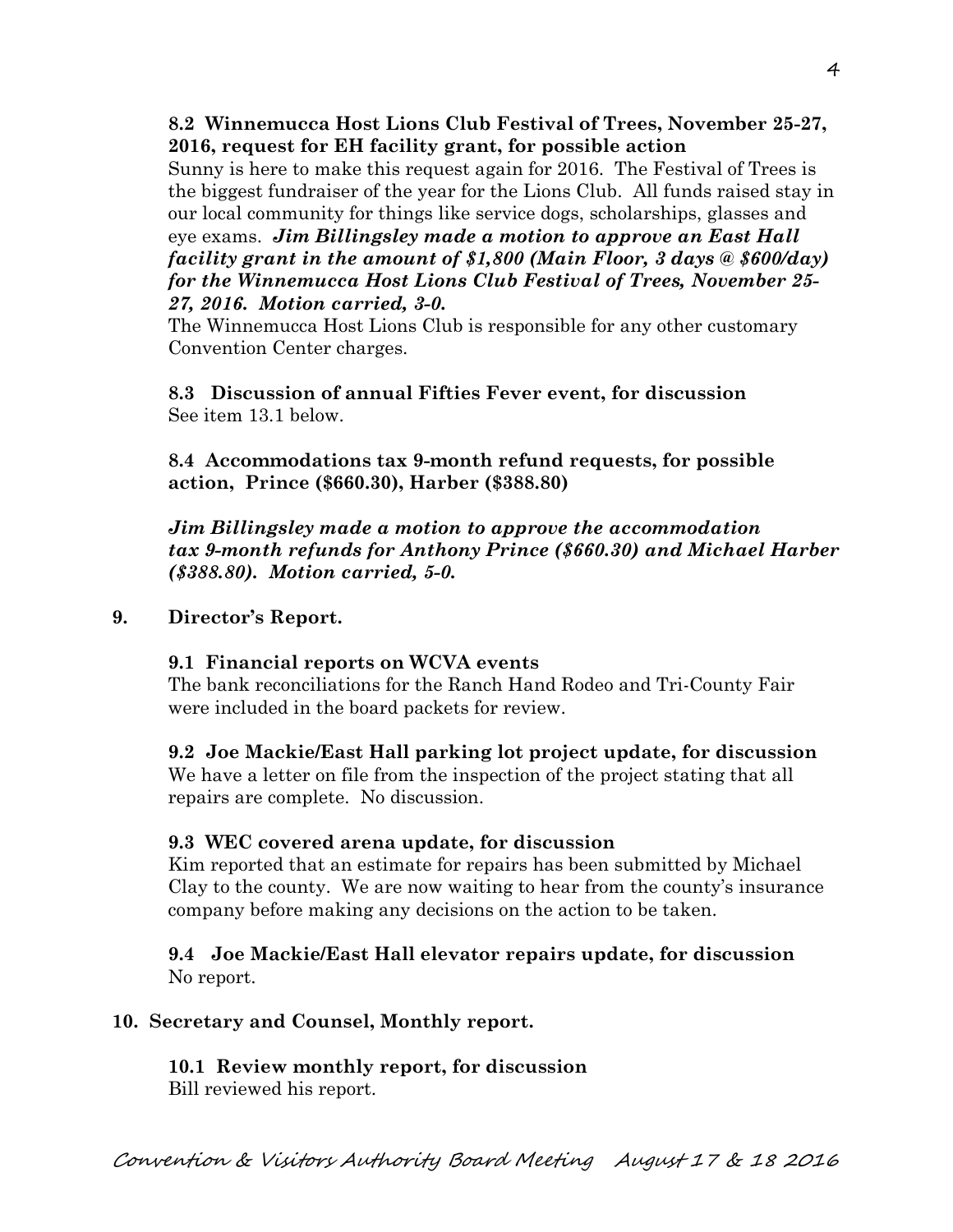**8.2 Winnemucca Host Lions Club Festival of Trees, November 25-27, 2016, request for EH facility grant, for possible action**

Sunny is here to make this request again for 2016. The Festival of Trees is the biggest fundraiser of the year for the Lions Club. All funds raised stay in our local community for things like service dogs, scholarships, glasses and eye exams. ***Jim Billingsley made a motion to approve an East Hall facility grant in the amount of $1,800 (Main Floor, 3 days @ $600/day) for the Winnemucca Host Lions Club Festival of Trees, November 25-27, 2016. Motion carried, 3-0.***

The Winnemucca Host Lions Club is responsible for any other customary Convention Center charges.

**8.3 Discussion of annual Fifties Fever event, for discussion**

See item 13.1 below.

**8.4 Accommodations tax 9-month refund requests, for possible action, Prince ($660.30), Harber ($388.80)**

***Jim Billingsley made a motion to approve the accommodation tax 9-month refunds for Anthony Prince ($660.30) and Michael Harber ($388.80). Motion carried, 5-0.***

**9. Director's Report.**

**9.1 Financial reports on WCVA events**

The bank reconciliations for the Ranch Hand Rodeo and Tri-County Fair were included in the board packets for review.

**9.2 Joe Mackie/East Hall parking lot project update, for discussion**

We have a letter on file from the inspection of the project stating that all repairs are complete. No discussion.

**9.3 WEC covered arena update, for discussion**

Kim reported that an estimate for repairs has been submitted by Michael Clay to the county. We are now waiting to hear from the county's insurance company before making any decisions on the action to be taken.

**9.4 Joe Mackie/East Hall elevator repairs update, for discussion**

No report.

**10. Secretary and Counsel, Monthly report.**

**10.1 Review monthly report, for discussion**

Bill reviewed his report.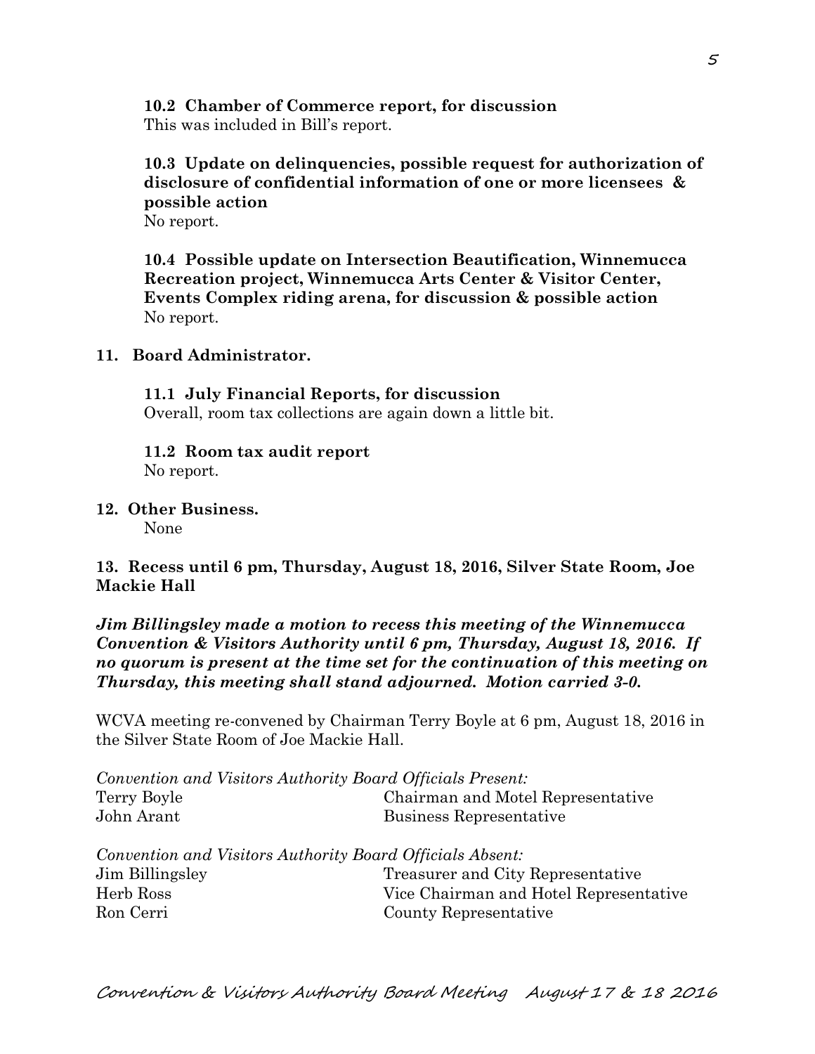**10.2 Chamber of Commerce report, for discussion**
This was included in Bill's report.

**10.3 Update on delinquencies, possible request for authorization of disclosure of confidential information of one or more licensees & possible action**
No report.

**10.4 Possible update on Intersection Beautification, Winnemucca Recreation project, Winnemucca Arts Center & Visitor Center, Events Complex riding arena, for discussion & possible action**
No report.

**11. Board Administrator.**

**11.1 July Financial Reports, for discussion**
Overall, room tax collections are again down a little bit.

**11.2 Room tax audit report**
No report.

**12. Other Business.**
None

**13. Recess until 6 pm, Thursday, August 18, 2016, Silver State Room, Joe Mackie Hall**

***Jim Billingsley made a motion to recess this meeting of the Winnemucca Convention & Visitors Authority until 6 pm, Thursday, August 18, 2016. If no quorum is present at the time set for the continuation of this meeting on Thursday, this meeting shall stand adjourned. Motion carried 3-0.***

WCVA meeting re-convened by Chairman Terry Boyle at 6 pm, August 18, 2016 in the Silver State Room of Joe Mackie Hall.

*Convention and Visitors Authority Board Officials Present:*

| | |
|---|---|
| Terry Boyle | Chairman and Motel Representative |
| John Arant | Business Representative |

*Convention and Visitors Authority Board Officials Absent:*

| | |
|---|---|
| Jim Billingsley | Treasurer and City Representative |
| Herb Ross | Vice Chairman and Hotel Representative |
| Ron Cerri | County Representative |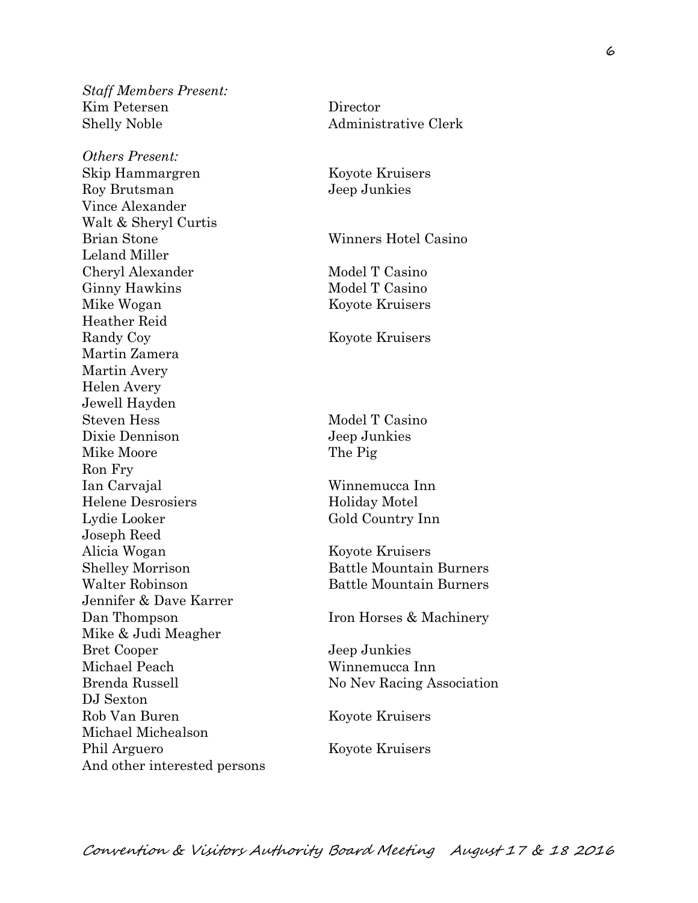*Staff Members Present:*

| | |
|---|---|
| Kim Petersen | Director |
| Shelly Noble | Administrative Clerk |

*Others Present:*

| | |
|---|---|
| Skip Hammargren | Koyote Kruisers |
| Roy Brutsman | Jeep Junkies |
| Vince Alexander | |
| Walt & Sheryl Curtis | |
| Brian Stone | Winners Hotel Casino |
| Leland Miller | |
| Cheryl Alexander | Model T Casino |
| Ginny Hawkins | Model T Casino |
| Mike Wogan | Koyote Kruisers |
| Heather Reid | |
| Randy Coy | Koyote Kruisers |
| Martin Zamera | |
| Martin Avery | |
| Helen Avery | |
| Jewell Hayden | |
| Steven Hess | Model T Casino |
| Dixie Dennison | Jeep Junkies |
| Mike Moore | The Pig |
| Ron Fry | |
| Ian Carvajal | Winnemucca Inn |
| Helene Desrosiers | Holiday Motel |
| Lydie Looker | Gold Country Inn |
| Joseph Reed | |
| Alicia Wogan | Koyote Kruisers |
| Shelley Morrison | Battle Mountain Burners |
| Walter Robinson | Battle Mountain Burners |
| Jennifer & Dave Karrer | |
| Dan Thompson | Iron Horses & Machinery |
| Mike & Judi Meagher | |
| Bret Cooper | Jeep Junkies |
| Michael Peach | Winnemucca Inn |
| Brenda Russell | No Nev Racing Association |
| DJ Sexton | |
| Rob Van Buren | Koyote Kruisers |
| Michael Michealson | |
| Phil Arguero | Koyote Kruisers |
| And other interested persons | |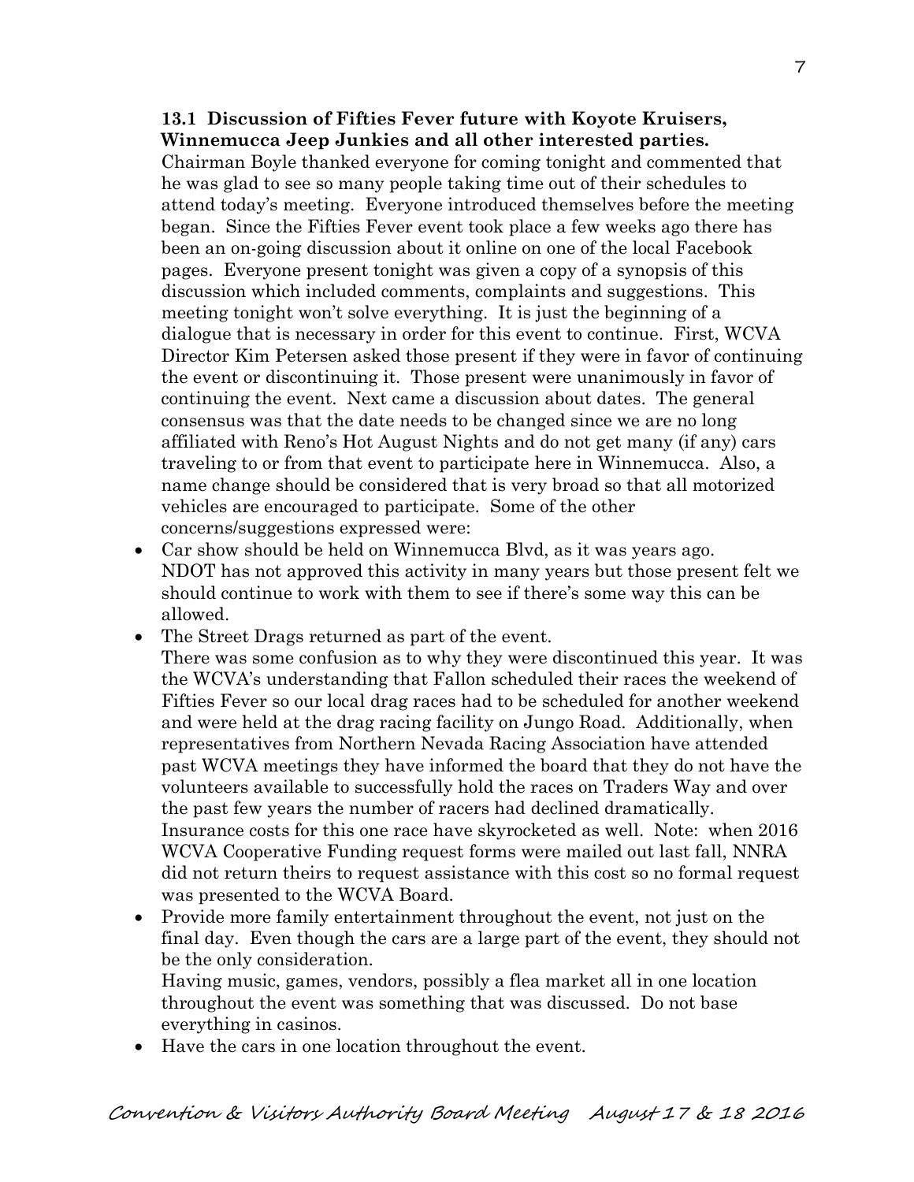**13.1 Discussion of Fifties Fever future with Koyote Kruisers, Winnemucca Jeep Junkies and all other interested parties.**

Chairman Boyle thanked everyone for coming tonight and commented that he was glad to see so many people taking time out of their schedules to attend today's meeting. Everyone introduced themselves before the meeting began. Since the Fifties Fever event took place a few weeks ago there has been an on-going discussion about it online on one of the local Facebook pages. Everyone present tonight was given a copy of a synopsis of this discussion which included comments, complaints and suggestions. This meeting tonight won't solve everything. It is just the beginning of a dialogue that is necessary in order for this event to continue. First, WCVA Director Kim Petersen asked those present if they were in favor of continuing the event or discontinuing it. Those present were unanimously in favor of continuing the event. Next came a discussion about dates. The general consensus was that the date needs to be changed since we are no long affiliated with Reno's Hot August Nights and do not get many (if any) cars traveling to or from that event to participate here in Winnemucca. Also, a name change should be considered that is very broad so that all motorized vehicles are encouraged to participate. Some of the other concerns/suggestions expressed were:

- Car show should be held on Winnemucca Blvd, as it was years ago. NDOT has not approved this activity in many years but those present felt we should continue to work with them to see if there's some way this can be allowed.
- The Street Drags returned as part of the event. There was some confusion as to why they were discontinued this year. It was the WCVA's understanding that Fallon scheduled their races the weekend of Fifties Fever so our local drag races had to be scheduled for another weekend and were held at the drag racing facility on Jungo Road. Additionally, when representatives from Northern Nevada Racing Association have attended past WCVA meetings they have informed the board that they do not have the volunteers available to successfully hold the races on Traders Way and over the past few years the number of racers had declined dramatically. Insurance costs for this one race have skyrocketed as well. Note: when 2016 WCVA Cooperative Funding request forms were mailed out last fall, NNRA did not return theirs to request assistance with this cost so no formal request was presented to the WCVA Board.
- Provide more family entertainment throughout the event, not just on the final day. Even though the cars are a large part of the event, they should not be the only consideration. Having music, games, vendors, possibly a flea market all in one location throughout the event was something that was discussed. Do not base everything in casinos.
- Have the cars in one location throughout the event.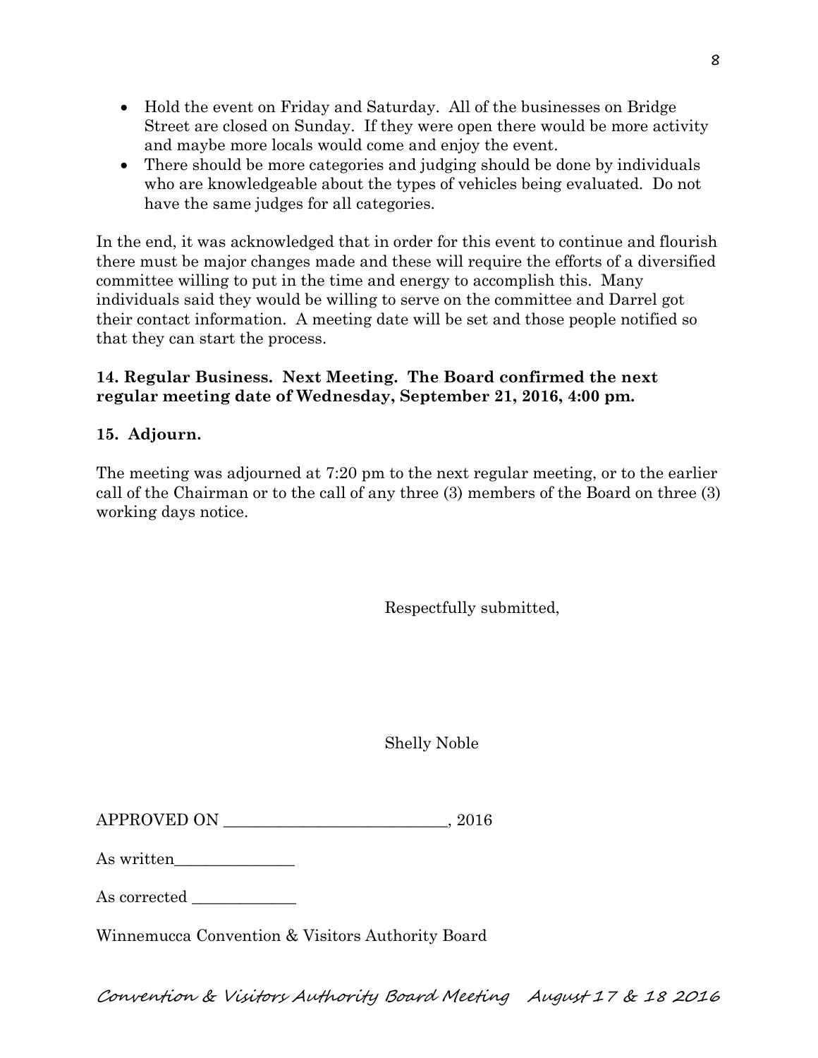- Hold the event on Friday and Saturday. All of the businesses on Bridge Street are closed on Sunday. If they were open there would be more activity and maybe more locals would come and enjoy the event.
- There should be more categories and judging should be done by individuals who are knowledgeable about the types of vehicles being evaluated. Do not have the same judges for all categories.

In the end, it was acknowledged that in order for this event to continue and flourish there must be major changes made and these will require the efforts of a diversified committee willing to put in the time and energy to accomplish this. Many individuals said they would be willing to serve on the committee and Darrel got their contact information. A meeting date will be set and those people notified so that they can start the process.

**14. Regular Business. Next Meeting. The Board confirmed the next regular meeting date of Wednesday, September 21, 2016, 4:00 pm.**

**15. Adjourn.**

The meeting was adjourned at 7:20 pm to the next regular meeting, or to the earlier call of the Chairman or to the call of any three (3) members of the Board on three (3) working days notice.

Respectfully submitted,

Shelly Noble

APPROVED ON ____________________________, 2016

As written_______________

As corrected _____________

Winnemucca Convention & Visitors Authority Board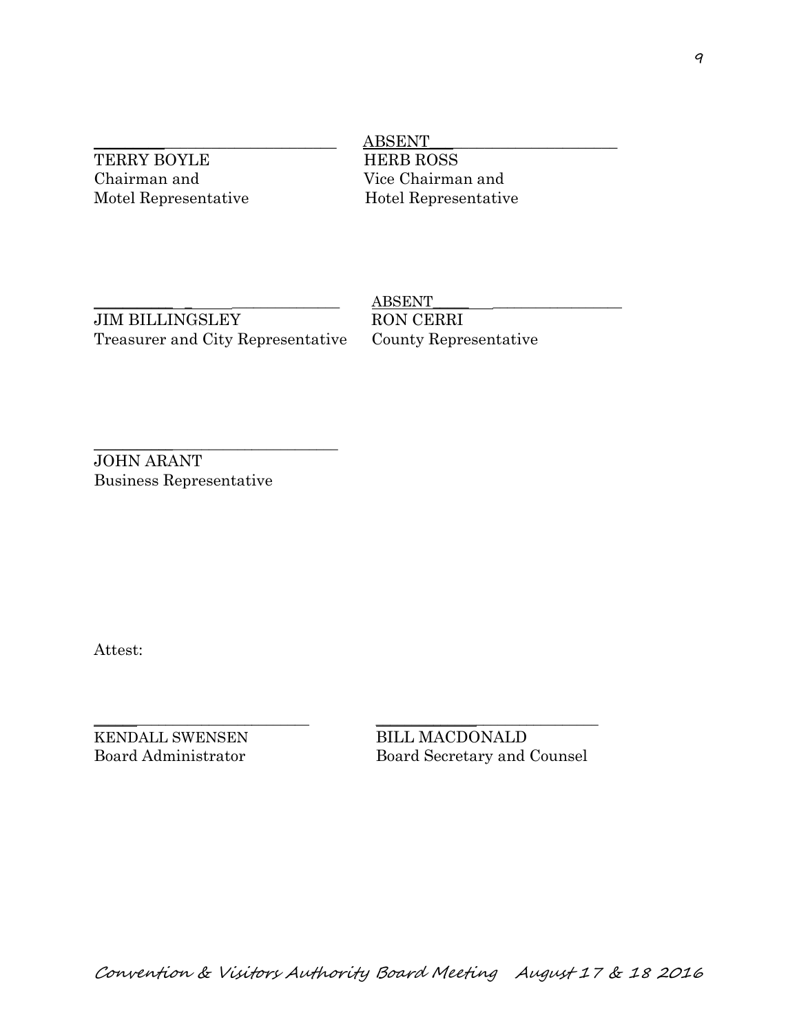| | |
|---|---|
| \_\_\_\_\_\_\_\_\_\_\_\_\_\_\_\_\_\_\_\_\_\_\_\_\_\_\_\_\_\_ | ABSENT\_\_\_\_\_\_\_\_\_\_\_\_\_\_\_\_\_\_\_\_\_\_\_\_\_\_\_ |
| TERRY BOYLE | HERB ROSS |
| Chairman and | Vice Chairman and |
| Motel Representative | Hotel Representative |

| | |
|---|---|
| \_\_\_\_\_\_\_\_\_\_\_\_\_\_\_\_\_\_\_\_\_\_\_\_\_\_\_\_\_\_ | ABSENT\_\_\_\_\_\_\_\_\_\_\_\_\_\_\_\_\_\_\_\_\_\_\_\_\_\_ |
| JIM BILLINGSLEY | RON CERRI |
| Treasurer and City Representative | County Representative |

\_\_\_\_\_\_\_\_\_\_\_\_\_\_\_\_\_\_\_\_\_\_\_\_\_\_\_\_\_\_

JOHN ARANT
Business Representative

Attest:

| | |
|---|---|
| \_\_\_\_\_\_\_\_\_\_\_\_\_\_\_\_\_\_\_\_\_\_\_\_\_\_\_ | \_\_\_\_\_\_\_\_\_\_\_\_\_\_\_\_\_\_\_\_\_\_\_\_\_\_\_ |
| KENDALL SWENSEN | BILL MACDONALD |
| Board Administrator | Board Secretary and Counsel |